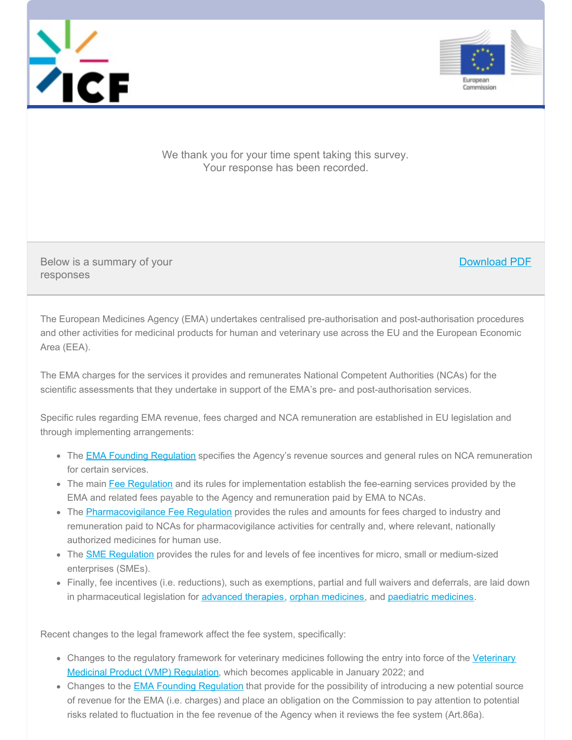We thank you for your time spent taking this survey.
Your response has been recorded.

Below is a summary of your responses

Download PDF

The European Medicines Agency (EMA) undertakes centralised pre-authorisation and post-authorisation procedures and other activities for medicinal products for human and veterinary use across the EU and the European Economic Area (EEA).

The EMA charges for the services it provides and remunerates National Competent Authorities (NCAs) for the scientific assessments that they undertake in support of the EMA's pre- and post-authorisation services.

Specific rules regarding EMA revenue, fees charged and NCA remuneration are established in EU legislation and through implementing arrangements:

- The EMA Founding Regulation specifies the Agency's revenue sources and general rules on NCA remuneration for certain services.
- The main Fee Regulation and its rules for implementation establish the fee-earning services provided by the EMA and related fees payable to the Agency and remuneration paid by EMA to NCAs.
- The Pharmacovigilance Fee Regulation provides the rules and amounts for fees charged to industry and remuneration paid to NCAs for pharmacovigilance activities for centrally and, where relevant, nationally authorized medicines for human use.
- The SME Regulation provides the rules for and levels of fee incentives for micro, small or medium-sized enterprises (SMEs).
- Finally, fee incentives (i.e. reductions), such as exemptions, partial and full waivers and deferrals, are laid down in pharmaceutical legislation for advanced therapies, orphan medicines, and paediatric medicines.

Recent changes to the legal framework affect the fee system, specifically:

- Changes to the regulatory framework for veterinary medicines following the entry into force of the Veterinary Medicinal Product (VMP) Regulation, which becomes applicable in January 2022; and
- Changes to the EMA Founding Regulation that provide for the possibility of introducing a new potential source of revenue for the EMA (i.e. charges) and place an obligation on the Commission to pay attention to potential risks related to fluctuation in the fee revenue of the Agency when it reviews the fee system (Art.86a).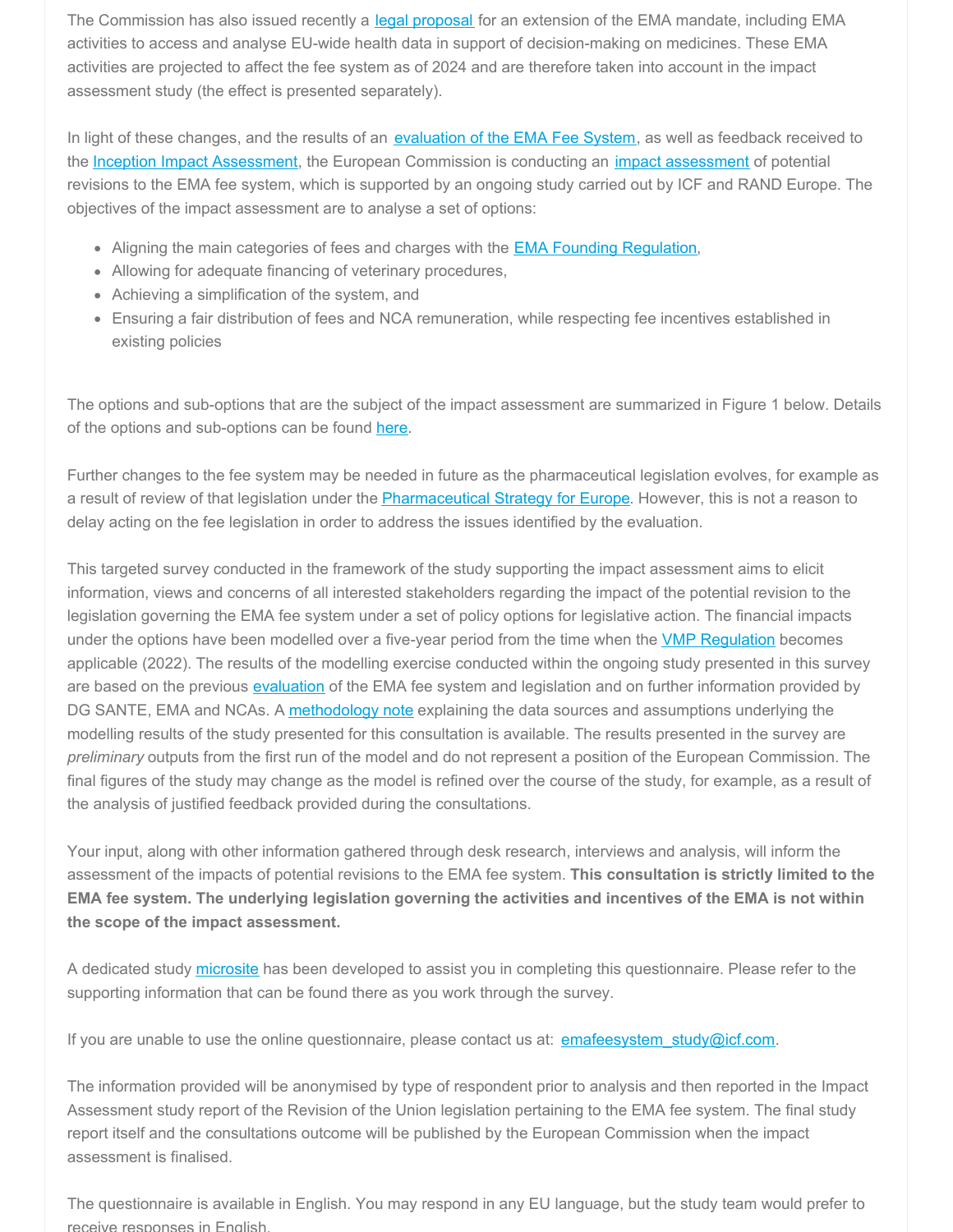The Commission has also issued recently a legal proposal for an extension of the EMA mandate, including EMA activities to access and analyse EU-wide health data in support of decision-making on medicines. These EMA activities are projected to affect the fee system as of 2024 and are therefore taken into account in the impact assessment study (the effect is presented separately).

In light of these changes, and the results of an evaluation of the EMA Fee System, as well as feedback received to the Inception Impact Assessment, the European Commission is conducting an impact assessment of potential revisions to the EMA fee system, which is supported by an ongoing study carried out by ICF and RAND Europe. The objectives of the impact assessment are to analyse a set of options:

- Aligning the main categories of fees and charges with the EMA Founding Regulation,
- Allowing for adequate financing of veterinary procedures,
- Achieving a simplification of the system, and
- Ensuring a fair distribution of fees and NCA remuneration, while respecting fee incentives established in existing policies

The options and sub-options that are the subject of the impact assessment are summarized in Figure 1 below. Details of the options and sub-options can be found here.

Further changes to the fee system may be needed in future as the pharmaceutical legislation evolves, for example as a result of review of that legislation under the Pharmaceutical Strategy for Europe. However, this is not a reason to delay acting on the fee legislation in order to address the issues identified by the evaluation.

This targeted survey conducted in the framework of the study supporting the impact assessment aims to elicit information, views and concerns of all interested stakeholders regarding the impact of the potential revision to the legislation governing the EMA fee system under a set of policy options for legislative action. The financial impacts under the options have been modelled over a five-year period from the time when the VMP Regulation becomes applicable (2022). The results of the modelling exercise conducted within the ongoing study presented in this survey are based on the previous evaluation of the EMA fee system and legislation and on further information provided by DG SANTE, EMA and NCAs. A methodology note explaining the data sources and assumptions underlying the modelling results of the study presented for this consultation is available. The results presented in the survey are *preliminary* outputs from the first run of the model and do not represent a position of the European Commission. The final figures of the study may change as the model is refined over the course of the study, for example, as a result of the analysis of justified feedback provided during the consultations.

Your input, along with other information gathered through desk research, interviews and analysis, will inform the assessment of the impacts of potential revisions to the EMA fee system. **This consultation is strictly limited to the EMA fee system. The underlying legislation governing the activities and incentives of the EMA is not within the scope of the impact assessment.**

A dedicated study microsite has been developed to assist you in completing this questionnaire. Please refer to the supporting information that can be found there as you work through the survey.

If you are unable to use the online questionnaire, please contact us at: emafeesystem_study@icf.com.

The information provided will be anonymised by type of respondent prior to analysis and then reported in the Impact Assessment study report of the Revision of the Union legislation pertaining to the EMA fee system. The final study report itself and the consultations outcome will be published by the European Commission when the impact assessment is finalised.

The questionnaire is available in English. You may respond in any EU language, but the study team would prefer to receive responses in English.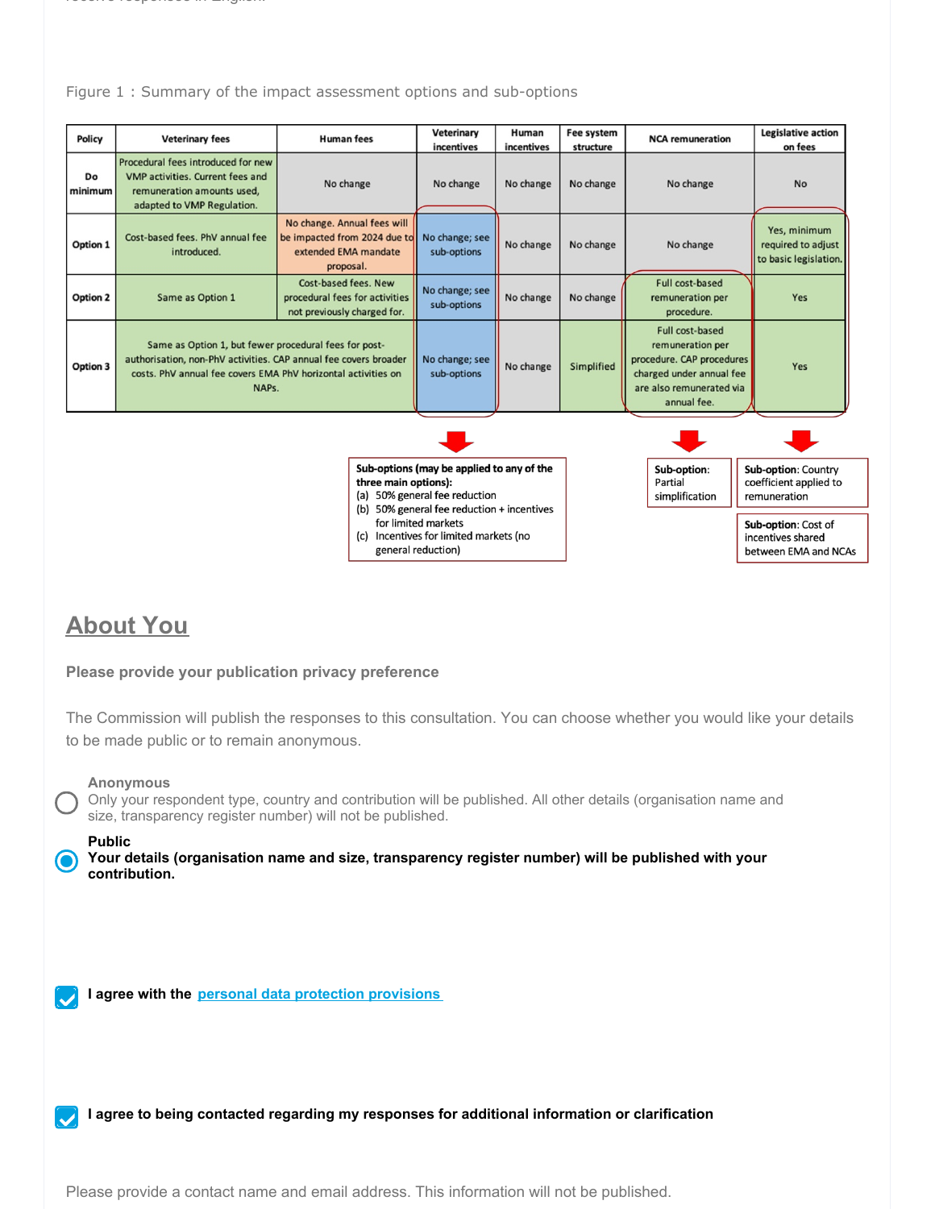Figure 1 : Summary of the impact assessment options and sub-options

| Policy | Veterinary fees | Human fees | Veterinary incentives | Human incentives | Fee system structure | NCA remuneration | Legislative action on fees |
|---|---|---|---|---|---|---|---|
| Do minimum | Procedural fees introduced for new VMP activities. Current fees and remuneration amounts used, adapted to VMP Regulation. | No change | No change | No change | No change | No change | No |
| Option 1 | Cost-based fees. PhV annual fee introduced. | No change. Annual fees will be impacted from 2024 due to extended EMA mandate proposal. | No change; see sub-options | No change | No change | No change | Yes, minimum required to adjust to basic legislation. |
| Option 2 | Same as Option 1 | Cost-based fees. New procedural fees for activities not previously charged for. | No change; see sub-options | No change | No change | Full cost-based remuneration per procedure. | Yes |
| Option 3 | Same as Option 1, but fewer procedural fees for post-authorisation, non-PhV activities. CAP annual fee covers broader costs. PhV annual fee covers EMA PhV horizontal activities on NAPs. | | No change; see sub-options | No change | Simplified | Full cost-based remuneration per procedure. CAP procedures charged under annual fee are also remunerated via annual fee. | Yes |

**Sub-options (may be applied to any of the three main options):**
(a) 50% general fee reduction
(b) 50% general fee reduction + incentives for limited markets
(c) Incentives for limited markets (no general reduction)

**Sub-option:** Partial simplification

**Sub-option**: Country coefficient applied to remuneration

**Sub-option**: Cost of incentives shared between EMA and NCAs

## About You

**Please provide your publication privacy preference**

The Commission will publish the responses to this consultation. You can choose whether you would like your details to be made public or to remain anonymous.

- ○ **Anonymous**
  Only your respondent type, country and contribution will be published. All other details (organisation name and size, transparency register number) will not be published.
- ◉ **Public**
  **Your details (organisation name and size, transparency register number) will be published with your contribution.**

☑ **I agree with the personal data protection provisions**

☑ **I agree to being contacted regarding my responses for additional information or clarification**

Please provide a contact name and email address. This information will not be published.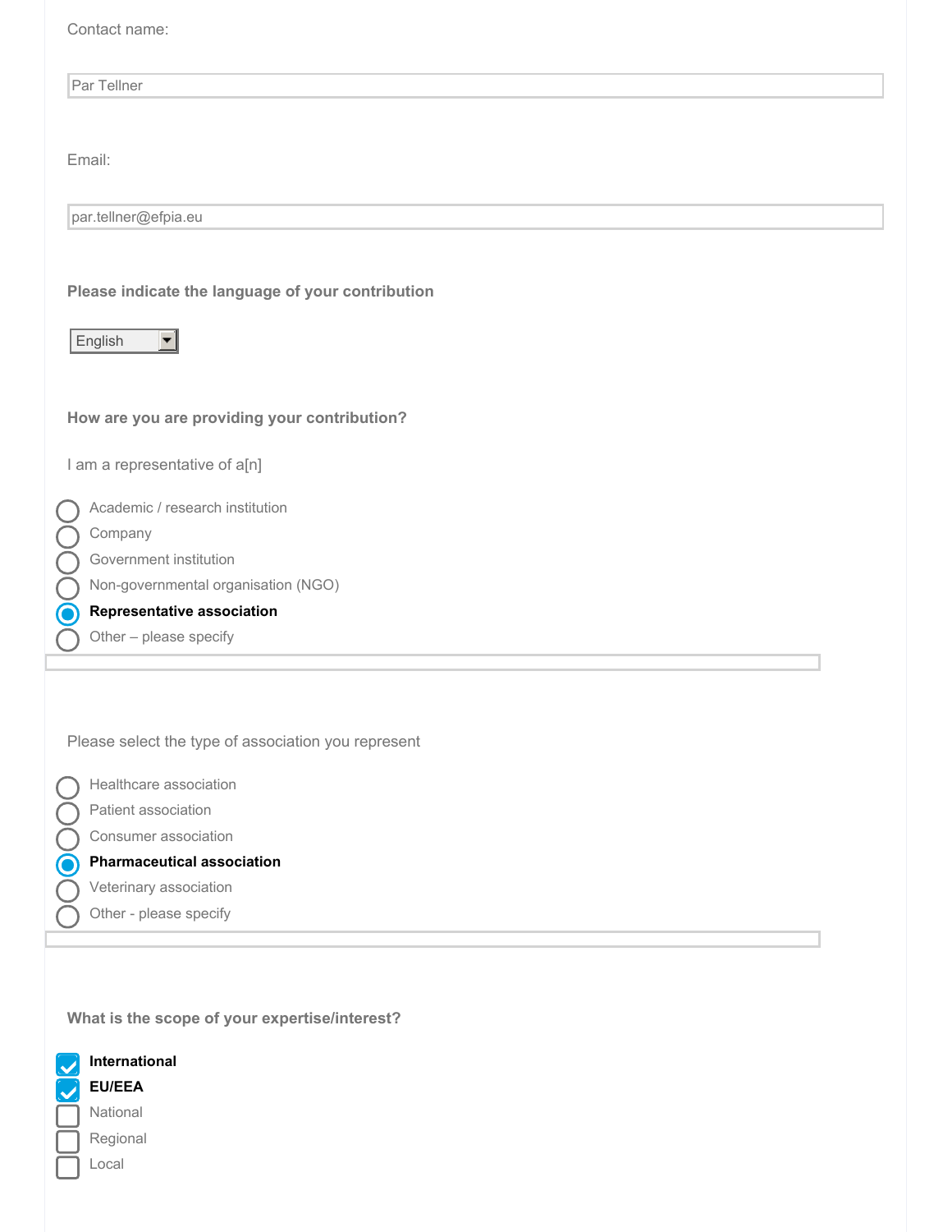Contact name:

Par Tellner

Email:

par.tellner@efpia.eu

**Please indicate the language of your contribution**

English

**How are you are providing your contribution?**

I am a representative of a[n]

- ○ Academic / research institution
- ○ Company
- ○ Government institution
- ○ Non-governmental organisation (NGO)
- ◉ **Representative association**
- ○ Other – please specify

Please select the type of association you represent

- ○ Healthcare association
- ○ Patient association
- ○ Consumer association
- ◉ **Pharmaceutical association**
- ○ Veterinary association
- ○ Other - please specify

**What is the scope of your expertise/interest?**

- [x] **International**
- [x] **EU/EEA**
- [ ] National
- [ ] Regional
- [ ] Local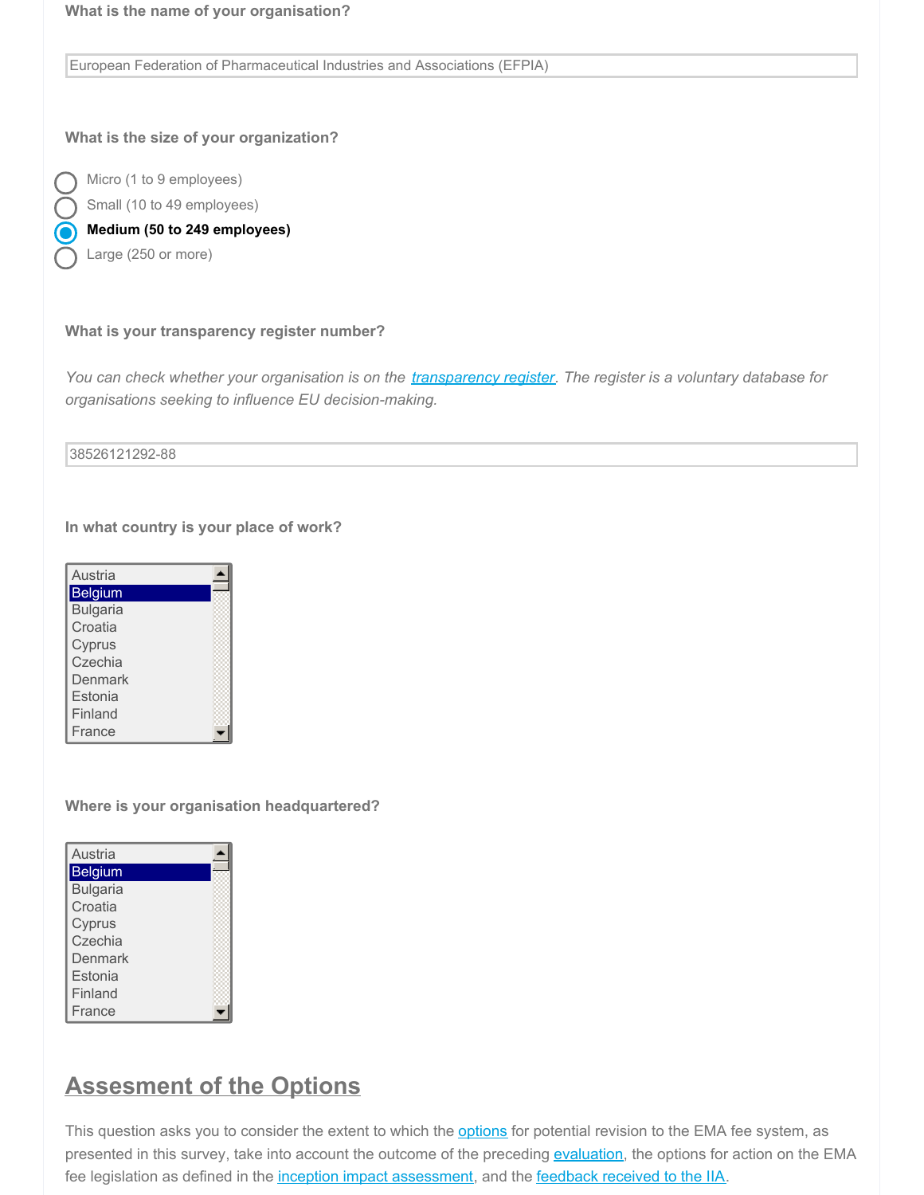**What is the name of your organisation?**

European Federation of Pharmaceutical Industries and Associations (EFPIA)

**What is the size of your organization?**

- Micro (1 to 9 employees)
- Small (10 to 49 employees)
- **Medium (50 to 249 employees)**
- Large (250 or more)

**What is your transparency register number?**

*You can check whether your organisation is on the [transparency register](). The register is a voluntary database for organisations seeking to influence EU decision-making.*

38526121292-88

**In what country is your place of work?**

- Austria
- **Belgium**
- Bulgaria
- Croatia
- Cyprus
- Czechia
- Denmark
- Estonia
- Finland
- France

**Where is your organisation headquartered?**

- Austria
- **Belgium**
- Bulgaria
- Croatia
- Cyprus
- Czechia
- Denmark
- Estonia
- Finland
- France

# Assesment of the Options

This question asks you to consider the extent to which the [options]() for potential revision to the EMA fee system, as presented in this survey, take into account the outcome of the preceding [evaluation](), the options for action on the EMA fee legislation as defined in the [inception impact assessment](), and the [feedback received to the IIA]().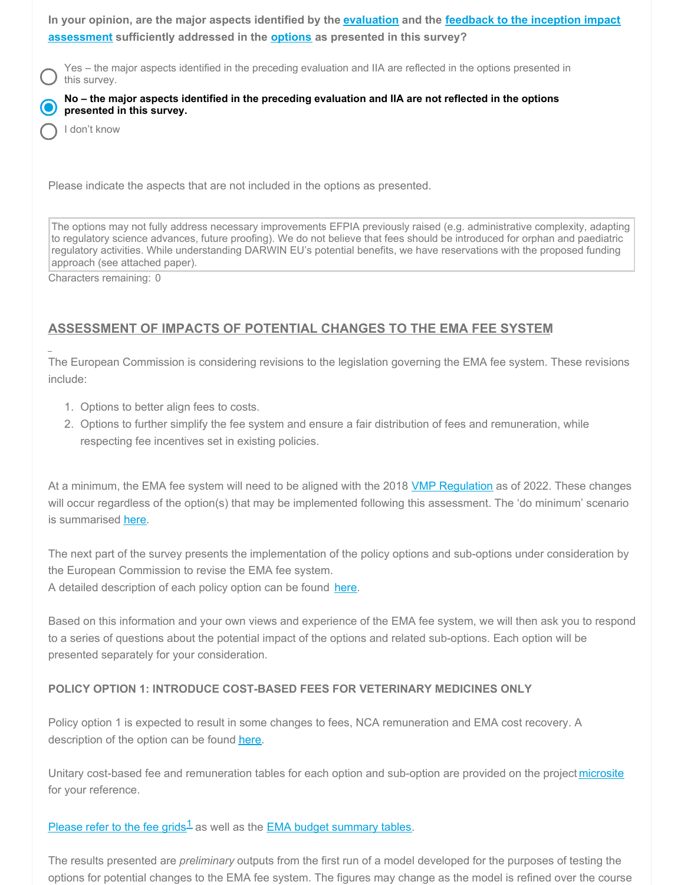**In your opinion, are the major aspects identified by the evaluation and the feedback to the inception impact assessment sufficiently addressed in the options as presented in this survey?**

- ○ Yes – the major aspects identified in the preceding evaluation and IIA are reflected in the options presented in this survey.
- ● **No – the major aspects identified in the preceding evaluation and IIA are not reflected in the options presented in this survey.**
- ○ I don't know

Please indicate the aspects that are not included in the options as presented.

> The options may not fully address necessary improvements EFPIA previously raised (e.g. administrative complexity, adapting to regulatory science advances, future proofing). We do not believe that fees should be introduced for orphan and paediatric regulatory activities. While understanding DARWIN EU's potential benefits, we have reservations with the proposed funding approach (see attached paper).

Characters remaining: 0

## ASSESSMENT OF IMPACTS OF POTENTIAL CHANGES TO THE EMA FEE SYSTEM

The European Commission is considering revisions to the legislation governing the EMA fee system. These revisions include:

1. Options to better align fees to costs.
2. Options to further simplify the fee system and ensure a fair distribution of fees and remuneration, while respecting fee incentives set in existing policies.

At a minimum, the EMA fee system will need to be aligned with the 2018 VMP Regulation as of 2022. These changes will occur regardless of the option(s) that may be implemented following this assessment. The 'do minimum' scenario is summarised here.

The next part of the survey presents the implementation of the policy options and sub-options under consideration by the European Commission to revise the EMA fee system.
A detailed description of each policy option can be found here.

Based on this information and your own views and experience of the EMA fee system, we will then ask you to respond to a series of questions about the potential impact of the options and related sub-options. Each option will be presented separately for your consideration.

**POLICY OPTION 1: INTRODUCE COST-BASED FEES FOR VETERINARY MEDICINES ONLY**

Policy option 1 is expected to result in some changes to fees, NCA remuneration and EMA cost recovery. A description of the option can be found here.

Unitary cost-based fee and remuneration tables for each option and sub-option are provided on the project microsite for your reference.

Please refer to the fee grids[1] as well as the EMA budget summary tables.

The results presented are *preliminary* outputs from the first run of a model developed for the purposes of testing the options for potential changes to the EMA fee system. The figures may change as the model is refined over the course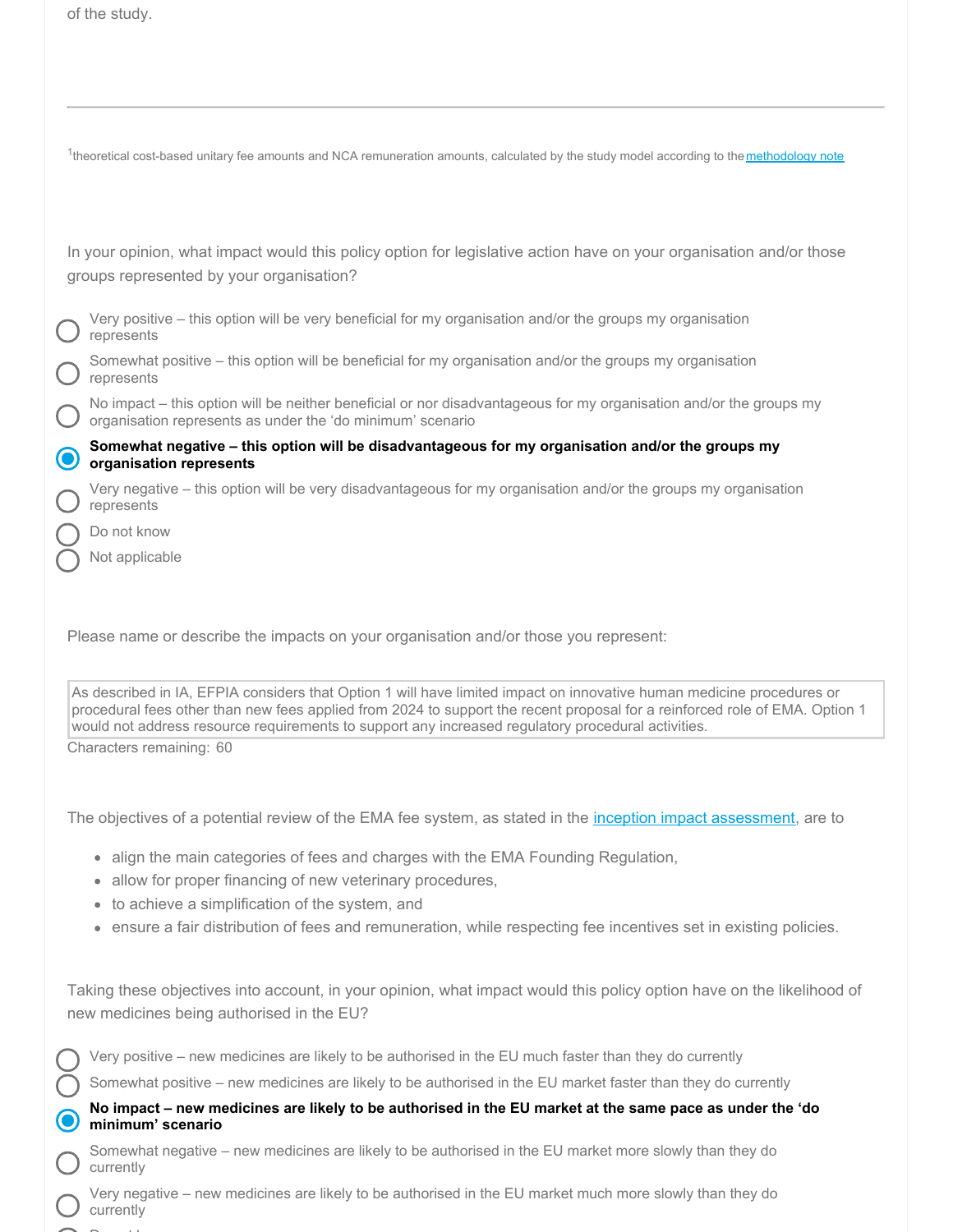of the study.

---

[1]theoretical cost-based unitary fee amounts and NCA remuneration amounts, calculated by the study model according to the methodology note

In your opinion, what impact would this policy option for legislative action have on your organisation and/or those groups represented by your organisation?

- ◯ Very positive – this option will be very beneficial for my organisation and/or the groups my organisation represents
- ◯ Somewhat positive – this option will be beneficial for my organisation and/or the groups my organisation represents
- ◯ No impact – this option will be neither beneficial or nor disadvantageous for my organisation and/or the groups my organisation represents as under the 'do minimum' scenario
- ◉ **Somewhat negative – this option will be disadvantageous for my organisation and/or the groups my organisation represents**
- ◯ Very negative – this option will be very disadvantageous for my organisation and/or the groups my organisation represents
- ◯ Do not know
- ◯ Not applicable

Please name or describe the impacts on your organisation and/or those you represent:

> As described in IA, EFPIA considers that Option 1 will have limited impact on innovative human medicine procedures or procedural fees other than new fees applied from 2024 to support the recent proposal for a reinforced role of EMA. Option 1 would not address resource requirements to support any increased regulatory procedural activities.

Characters remaining: 60

The objectives of a potential review of the EMA fee system, as stated in the inception impact assessment, are to

- align the main categories of fees and charges with the EMA Founding Regulation,
- allow for proper financing of new veterinary procedures,
- to achieve a simplification of the system, and
- ensure a fair distribution of fees and remuneration, while respecting fee incentives set in existing policies.

Taking these objectives into account, in your opinion, what impact would this policy option have on the likelihood of new medicines being authorised in the EU?

- ◯ Very positive – new medicines are likely to be authorised in the EU much faster than they do currently
- ◯ Somewhat positive – new medicines are likely to be authorised in the EU market faster than they do currently
- ◉ **No impact – new medicines are likely to be authorised in the EU market at the same pace as under the 'do minimum' scenario**
- ◯ Somewhat negative – new medicines are likely to be authorised in the EU market more slowly than they do currently
- ◯ Very negative – new medicines are likely to be authorised in the EU market much more slowly than they do currently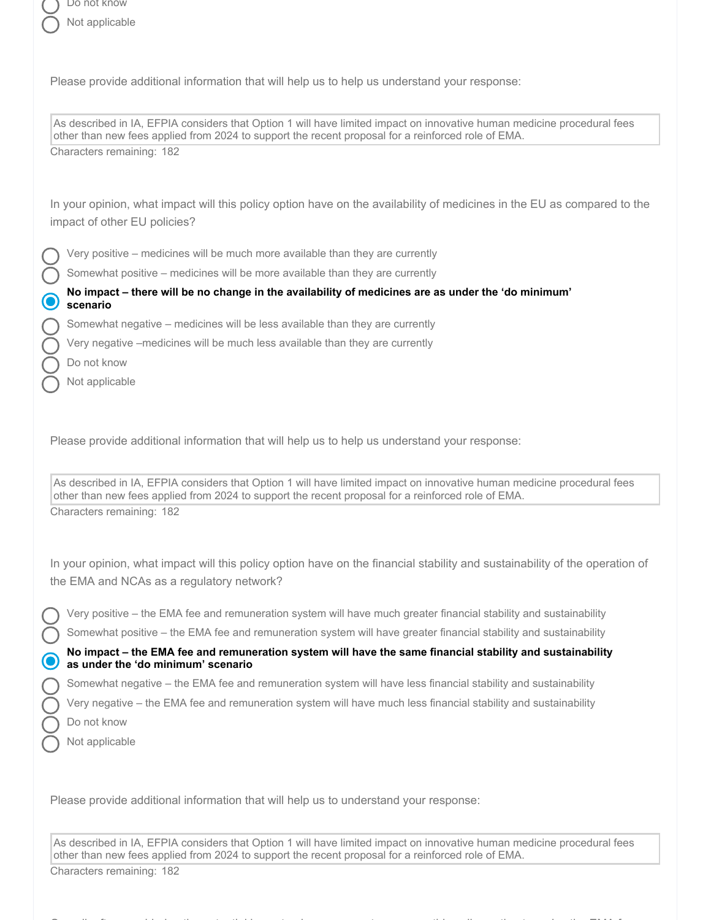- Do not know
- Not applicable

Please provide additional information that will help us to help us understand your response:

As described in IA, EFPIA considers that Option 1 will have limited impact on innovative human medicine procedural fees other than new fees applied from 2024 to support the recent proposal for a reinforced role of EMA.

Characters remaining: 182

In your opinion, what impact will this policy option have on the availability of medicines in the EU as compared to the impact of other EU policies?

- Very positive – medicines will be much more available than they are currently
- Somewhat positive – medicines will be more available than they are currently
- **No impact – there will be no change in the availability of medicines are as under the ‘do minimum’ scenario** (selected)
- Somewhat negative – medicines will be less available than they are currently
- Very negative –medicines will be much less available than they are currently
- Do not know
- Not applicable

Please provide additional information that will help us to help us understand your response:

As described in IA, EFPIA considers that Option 1 will have limited impact on innovative human medicine procedural fees other than new fees applied from 2024 to support the recent proposal for a reinforced role of EMA.

Characters remaining: 182

In your opinion, what impact will this policy option have on the financial stability and sustainability of the operation of the EMA and NCAs as a regulatory network?

- Very positive – the EMA fee and remuneration system will have much greater financial stability and sustainability
- Somewhat positive – the EMA fee and remuneration system will have greater financial stability and sustainability
- **No impact – the EMA fee and remuneration system will have the same financial stability and sustainability as under the ‘do minimum’ scenario** (selected)
- Somewhat negative – the EMA fee and remuneration system will have less financial stability and sustainability
- Very negative – the EMA fee and remuneration system will have much less financial stability and sustainability
- Do not know
- Not applicable

Please provide additional information that will help us to understand your response:

As described in IA, EFPIA considers that Option 1 will have limited impact on innovative human medicine procedural fees other than new fees applied from 2024 to support the recent proposal for a reinforced role of EMA.

Characters remaining: 182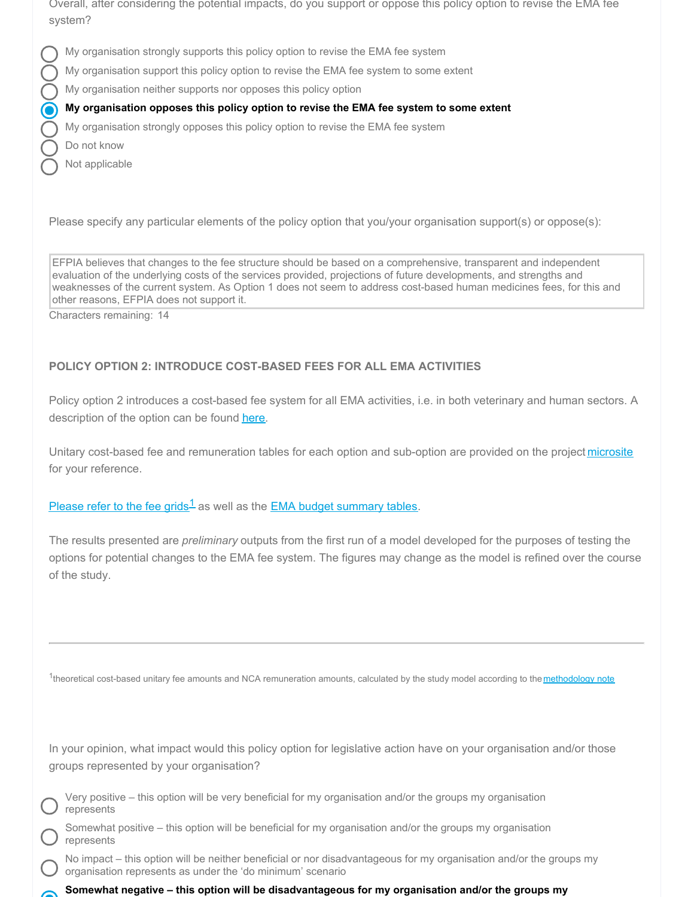Overall, after considering the potential impacts, do you support or oppose this policy option to revise the EMA fee system?

- ○ My organisation strongly supports this policy option to revise the EMA fee system
- ○ My organisation support this policy option to revise the EMA fee system to some extent
- ○ My organisation neither supports nor opposes this policy option
- ◉ **My organisation opposes this policy option to revise the EMA fee system to some extent**
- ○ My organisation strongly opposes this policy option to revise the EMA fee system
- ○ Do not know
- ○ Not applicable

Please specify any particular elements of the policy option that you/your organisation support(s) or oppose(s):

> EFPIA believes that changes to the fee structure should be based on a comprehensive, transparent and independent evaluation of the underlying costs of the services provided, projections of future developments, and strengths and weaknesses of the current system. As Option 1 does not seem to address cost-based human medicines fees, for this and other reasons, EFPIA does not support it.

Characters remaining: 14

**POLICY OPTION 2: INTRODUCE COST-BASED FEES FOR ALL EMA ACTIVITIES**

Policy option 2 introduces a cost-based fee system for all EMA activities, i.e. in both veterinary and human sectors. A description of the option can be found here.

Unitary cost-based fee and remuneration tables for each option and sub-option are provided on the project microsite for your reference.

Please refer to the fee grids[1] as well as the EMA budget summary tables.

The results presented are *preliminary* outputs from the first run of a model developed for the purposes of testing the options for potential changes to the EMA fee system. The figures may change as the model is refined over the course of the study.

---

[1]theoretical cost-based unitary fee amounts and NCA remuneration amounts, calculated by the study model according to the methodology note

In your opinion, what impact would this policy option for legislative action have on your organisation and/or those groups represented by your organisation?

- ○ Very positive – this option will be very beneficial for my organisation and/or the groups my organisation represents
- ○ Somewhat positive – this option will be beneficial for my organisation and/or the groups my organisation represents
- ○ No impact – this option will be neither beneficial or nor disadvantageous for my organisation and/or the groups my organisation represents as under the 'do minimum' scenario
- ◉ **Somewhat negative – this option will be disadvantageous for my organisation and/or the groups my**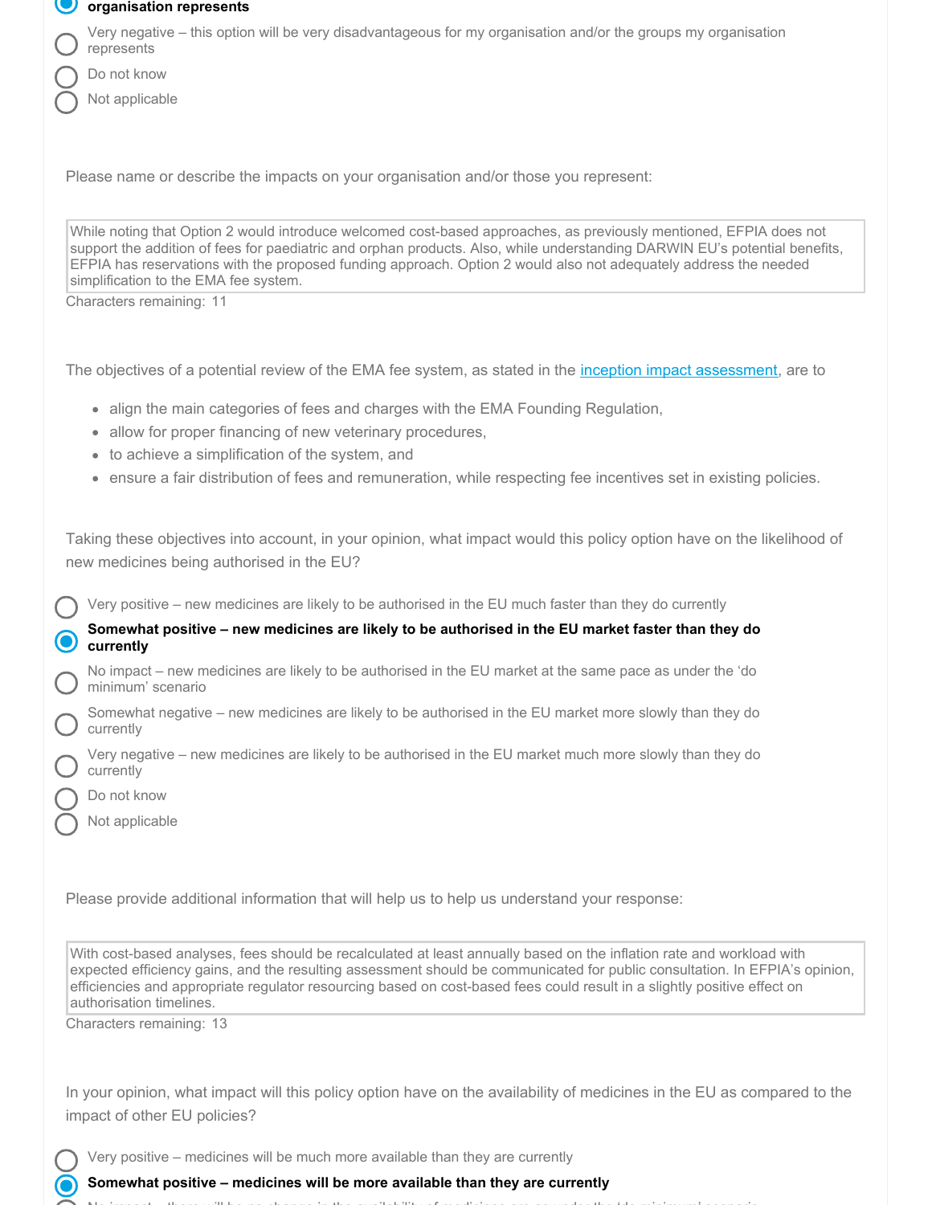- [x] **organisation represents**
- [ ] Very negative – this option will be very disadvantageous for my organisation and/or the groups my organisation represents
- [ ] Do not know
- [ ] Not applicable

Please name or describe the impacts on your organisation and/or those you represent:

> While noting that Option 2 would introduce welcomed cost-based approaches, as previously mentioned, EFPIA does not support the addition of fees for paediatric and orphan products. Also, while understanding DARWIN EU's potential benefits, EFPIA has reservations with the proposed funding approach. Option 2 would also not adequately address the needed simplification to the EMA fee system.

Characters remaining: 11

The objectives of a potential review of the EMA fee system, as stated in the inception impact assessment, are to

- align the main categories of fees and charges with the EMA Founding Regulation,
- allow for proper financing of new veterinary procedures,
- to achieve a simplification of the system, and
- ensure a fair distribution of fees and remuneration, while respecting fee incentives set in existing policies.

Taking these objectives into account, in your opinion, what impact would this policy option have on the likelihood of new medicines being authorised in the EU?

- [ ] Very positive – new medicines are likely to be authorised in the EU much faster than they do currently
- [x] **Somewhat positive – new medicines are likely to be authorised in the EU market faster than they do currently**
- [ ] No impact – new medicines are likely to be authorised in the EU market at the same pace as under the 'do minimum' scenario
- [ ] Somewhat negative – new medicines are likely to be authorised in the EU market more slowly than they do currently
- [ ] Very negative – new medicines are likely to be authorised in the EU market much more slowly than they do currently
- [ ] Do not know
- [ ] Not applicable

Please provide additional information that will help us to help us understand your response:

> With cost-based analyses, fees should be recalculated at least annually based on the inflation rate and workload with expected efficiency gains, and the resulting assessment should be communicated for public consultation. In EFPIA's opinion, efficiencies and appropriate regulator resourcing based on cost-based fees could result in a slightly positive effect on authorisation timelines.

Characters remaining: 13

In your opinion, what impact will this policy option have on the availability of medicines in the EU as compared to the impact of other EU policies?

- [ ] Very positive – medicines will be much more available than they are currently
- [x] **Somewhat positive – medicines will be more available than they are currently**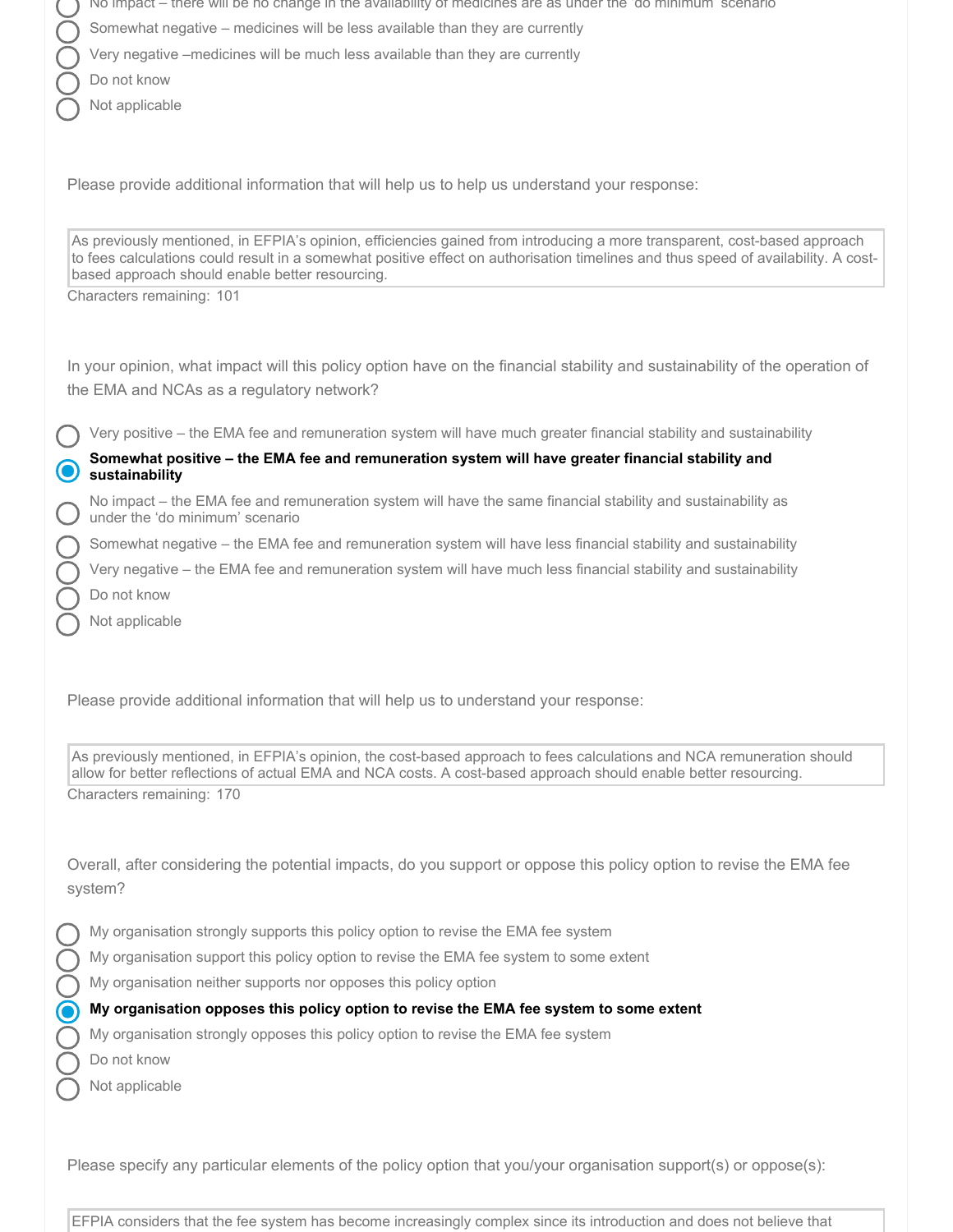- No impact – there will be no change in the availability of medicines are as under the 'do minimum' scenario
- Somewhat negative – medicines will be less available than they are currently
- Very negative –medicines will be much less available than they are currently
- Do not know
- Not applicable

Please provide additional information that will help us to help us understand your response:

> As previously mentioned, in EFPIA's opinion, efficiencies gained from introducing a more transparent, cost-based approach to fees calculations could result in a somewhat positive effect on authorisation timelines and thus speed of availability. A cost-based approach should enable better resourcing.

Characters remaining: 101

In your opinion, what impact will this policy option have on the financial stability and sustainability of the operation of the EMA and NCAs as a regulatory network?

- Very positive – the EMA fee and remuneration system will have much greater financial stability and sustainability
- **Somewhat positive – the EMA fee and remuneration system will have greater financial stability and sustainability** (selected)
- No impact – the EMA fee and remuneration system will have the same financial stability and sustainability as under the 'do minimum' scenario
- Somewhat negative – the EMA fee and remuneration system will have less financial stability and sustainability
- Very negative – the EMA fee and remuneration system will have much less financial stability and sustainability
- Do not know
- Not applicable

Please provide additional information that will help us to understand your response:

> As previously mentioned, in EFPIA's opinion, the cost-based approach to fees calculations and NCA remuneration should allow for better reflections of actual EMA and NCA costs. A cost-based approach should enable better resourcing.

Characters remaining: 170

Overall, after considering the potential impacts, do you support or oppose this policy option to revise the EMA fee system?

- My organisation strongly supports this policy option to revise the EMA fee system
- My organisation support this policy option to revise the EMA fee system to some extent
- My organisation neither supports nor opposes this policy option
- **My organisation opposes this policy option to revise the EMA fee system to some extent** (selected)
- My organisation strongly opposes this policy option to revise the EMA fee system
- Do not know
- Not applicable

Please specify any particular elements of the policy option that you/your organisation support(s) or oppose(s):

> EFPIA considers that the fee system has become increasingly complex since its introduction and does not believe that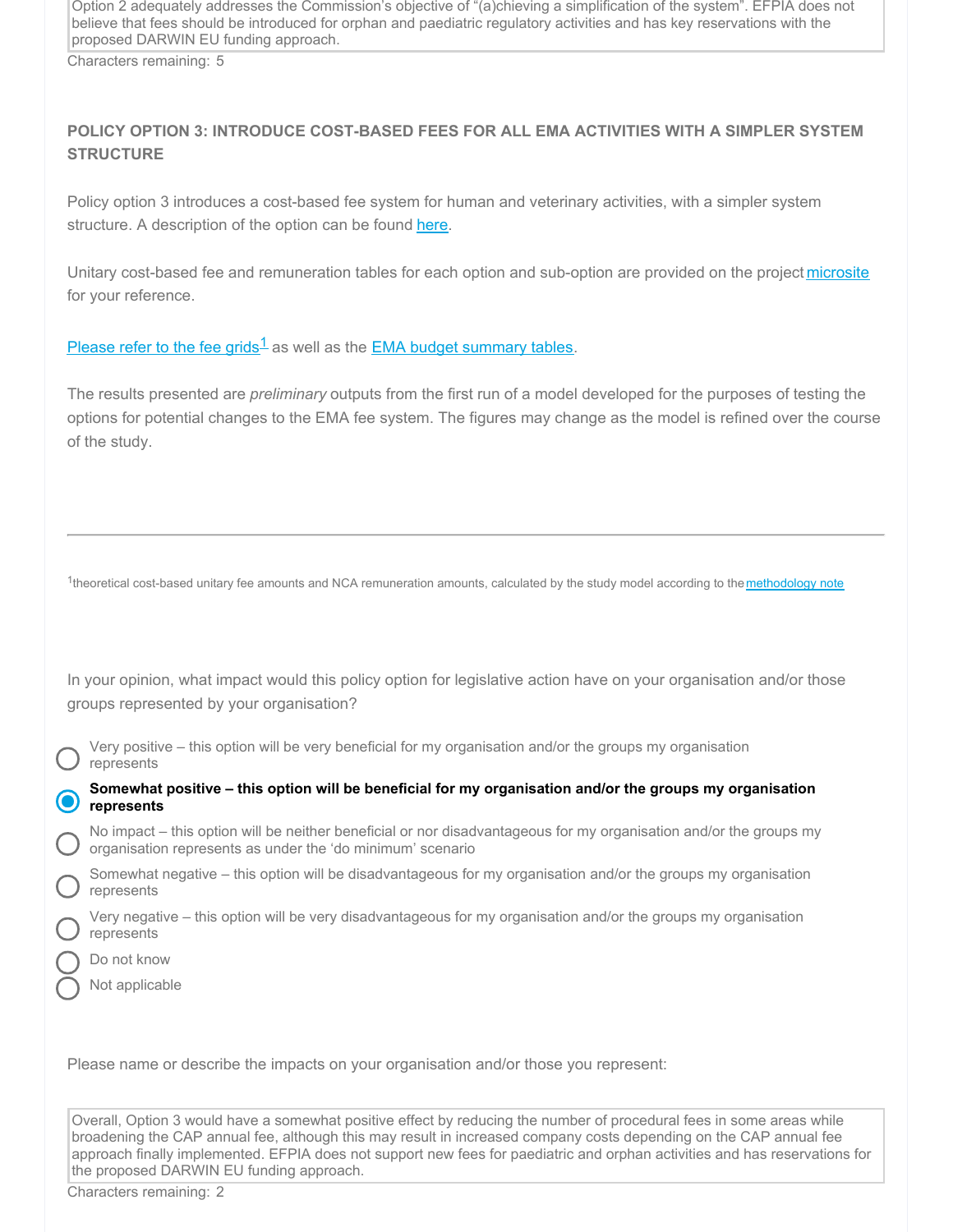Option 2 adequately addresses the Commission's objective of "(a)chieving a simplification of the system". EFPIA does not believe that fees should be introduced for orphan and paediatric regulatory activities and has key reservations with the proposed DARWIN EU funding approach.

Characters remaining: 5

### POLICY OPTION 3: INTRODUCE COST-BASED FEES FOR ALL EMA ACTIVITIES WITH A SIMPLER SYSTEM STRUCTURE

Policy option 3 introduces a cost-based fee system for human and veterinary activities, with a simpler system structure. A description of the option can be found here.

Unitary cost-based fee and remuneration tables for each option and sub-option are provided on the project microsite for your reference.

Please refer to the fee grids[1] as well as the EMA budget summary tables.

The results presented are *preliminary* outputs from the first run of a model developed for the purposes of testing the options for potential changes to the EMA fee system. The figures may change as the model is refined over the course of the study.

---

[1]theoretical cost-based unitary fee amounts and NCA remuneration amounts, calculated by the study model according to the methodology note

In your opinion, what impact would this policy option for legislative action have on your organisation and/or those groups represented by your organisation?

- ○ Very positive – this option will be very beneficial for my organisation and/or the groups my organisation represents
- ● **Somewhat positive – this option will be beneficial for my organisation and/or the groups my organisation represents**
- ○ No impact – this option will be neither beneficial or nor disadvantageous for my organisation and/or the groups my organisation represents as under the 'do minimum' scenario
- ○ Somewhat negative – this option will be disadvantageous for my organisation and/or the groups my organisation represents
- ○ Very negative – this option will be very disadvantageous for my organisation and/or the groups my organisation represents
- ○ Do not know
- ○ Not applicable

Please name or describe the impacts on your organisation and/or those you represent:

Overall, Option 3 would have a somewhat positive effect by reducing the number of procedural fees in some areas while broadening the CAP annual fee, although this may result in increased company costs depending on the CAP annual fee approach finally implemented. EFPIA does not support new fees for paediatric and orphan activities and has reservations for the proposed DARWIN EU funding approach.

Characters remaining: 2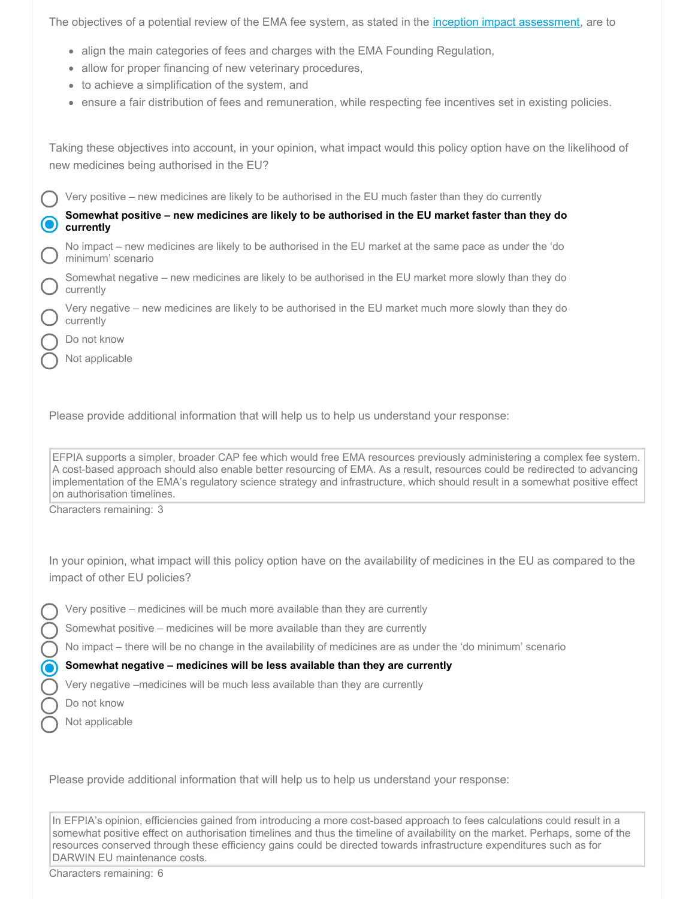The objectives of a potential review of the EMA fee system, as stated in the [inception impact assessment](), are to

- align the main categories of fees and charges with the EMA Founding Regulation,
- allow for proper financing of new veterinary procedures,
- to achieve a simplification of the system, and
- ensure a fair distribution of fees and remuneration, while respecting fee incentives set in existing policies.

Taking these objectives into account, in your opinion, what impact would this policy option have on the likelihood of new medicines being authorised in the EU?

- ○ Very positive – new medicines are likely to be authorised in the EU much faster than they do currently
- ◉ **Somewhat positive – new medicines are likely to be authorised in the EU market faster than they do currently**
- ○ No impact – new medicines are likely to be authorised in the EU market at the same pace as under the 'do minimum' scenario
- ○ Somewhat negative – new medicines are likely to be authorised in the EU market more slowly than they do currently
- ○ Very negative – new medicines are likely to be authorised in the EU market much more slowly than they do currently
- ○ Do not know
- ○ Not applicable

Please provide additional information that will help us to help us understand your response:

> EFPIA supports a simpler, broader CAP fee which would free EMA resources previously administering a complex fee system. A cost-based approach should also enable better resourcing of EMA. As a result, resources could be redirected to advancing implementation of the EMA's regulatory science strategy and infrastructure, which should result in a somewhat positive effect on authorisation timelines.

Characters remaining: 3

In your opinion, what impact will this policy option have on the availability of medicines in the EU as compared to the impact of other EU policies?

- ○ Very positive – medicines will be much more available than they are currently
- ○ Somewhat positive – medicines will be more available than they are currently
- ○ No impact – there will be no change in the availability of medicines are as under the 'do minimum' scenario
- ◉ **Somewhat negative – medicines will be less available than they are currently**
- ○ Very negative –medicines will be much less available than they are currently
- ○ Do not know
- ○ Not applicable

Please provide additional information that will help us to help us understand your response:

> In EFPIA's opinion, efficiencies gained from introducing a more cost-based approach to fees calculations could result in a somewhat positive effect on authorisation timelines and thus the timeline of availability on the market. Perhaps, some of the resources conserved through these efficiency gains could be directed towards infrastructure expenditures such as for DARWIN EU maintenance costs.

Characters remaining: 6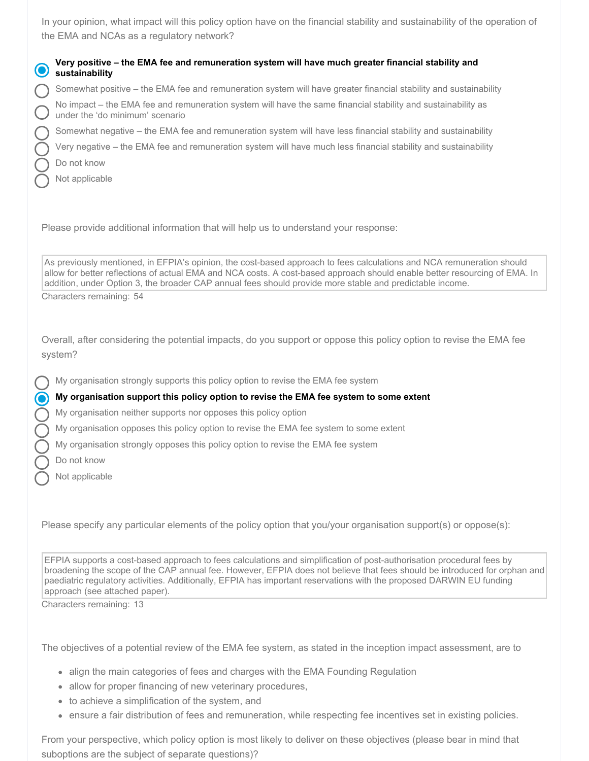In your opinion, what impact will this policy option have on the financial stability and sustainability of the operation of the EMA and NCAs as a regulatory network?

- (●) **Very positive – the EMA fee and remuneration system will have much greater financial stability and sustainability**
- ( ) Somewhat positive – the EMA fee and remuneration system will have greater financial stability and sustainability
- ( ) No impact – the EMA fee and remuneration system will have the same financial stability and sustainability as under the 'do minimum' scenario
- ( ) Somewhat negative – the EMA fee and remuneration system will have less financial stability and sustainability
- ( ) Very negative – the EMA fee and remuneration system will have much less financial stability and sustainability
- ( ) Do not know
- ( ) Not applicable

Please provide additional information that will help us to understand your response:

> As previously mentioned, in EFPIA's opinion, the cost-based approach to fees calculations and NCA remuneration should allow for better reflections of actual EMA and NCA costs. A cost-based approach should enable better resourcing of EMA. In addition, under Option 3, the broader CAP annual fees should provide more stable and predictable income.

Characters remaining: 54

Overall, after considering the potential impacts, do you support or oppose this policy option to revise the EMA fee system?

- ( ) My organisation strongly supports this policy option to revise the EMA fee system
- (●) **My organisation support this policy option to revise the EMA fee system to some extent**
- ( ) My organisation neither supports nor opposes this policy option
- ( ) My organisation opposes this policy option to revise the EMA fee system to some extent
- ( ) My organisation strongly opposes this policy option to revise the EMA fee system
- ( ) Do not know
- ( ) Not applicable

Please specify any particular elements of the policy option that you/your organisation support(s) or oppose(s):

> EFPIA supports a cost-based approach to fees calculations and simplification of post-authorisation procedural fees by broadening the scope of the CAP annual fee. However, EFPIA does not believe that fees should be introduced for orphan and paediatric regulatory activities. Additionally, EFPIA has important reservations with the proposed DARWIN EU funding approach (see attached paper).

Characters remaining: 13

The objectives of a potential review of the EMA fee system, as stated in the inception impact assessment, are to

- align the main categories of fees and charges with the EMA Founding Regulation
- allow for proper financing of new veterinary procedures,
- to achieve a simplification of the system, and
- ensure a fair distribution of fees and remuneration, while respecting fee incentives set in existing policies.

From your perspective, which policy option is most likely to deliver on these objectives (please bear in mind that suboptions are the subject of separate questions)?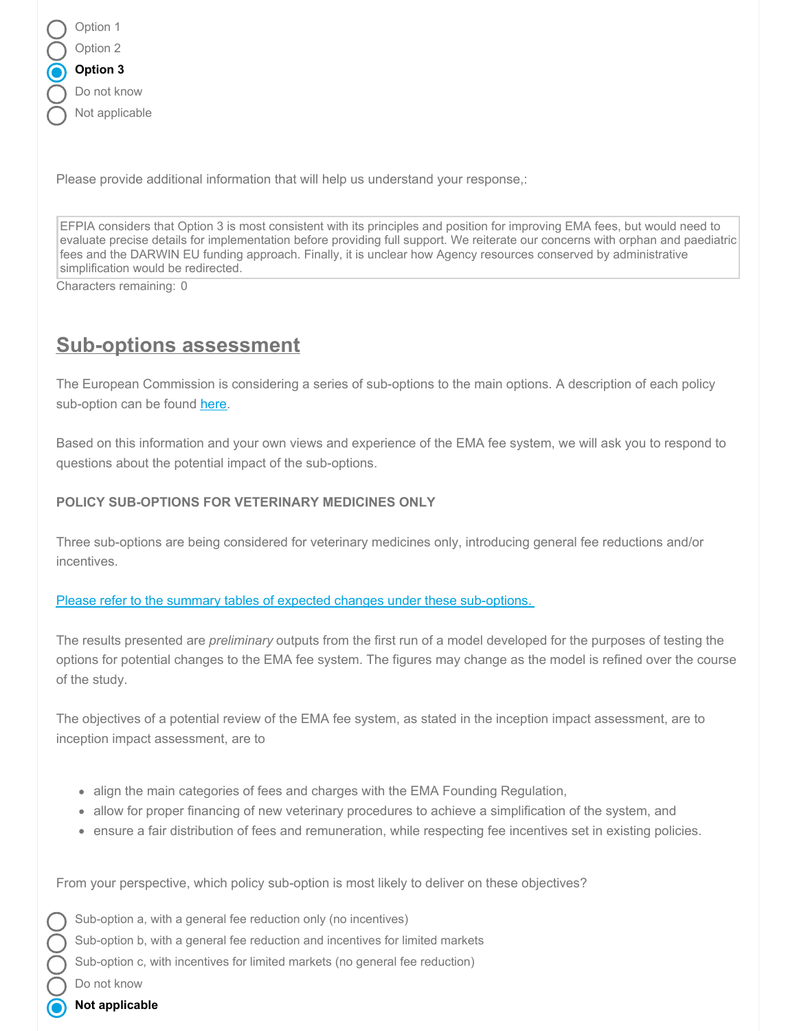- Option 1
- Option 2
- **Option 3** (selected)
- Do not know
- Not applicable

Please provide additional information that will help us understand your response,:

EFPIA considers that Option 3 is most consistent with its principles and position for improving EMA fees, but would need to evaluate precise details for implementation before providing full support. We reiterate our concerns with orphan and paediatric fees and the DARWIN EU funding approach. Finally, it is unclear how Agency resources conserved by administrative simplification would be redirected.

Characters remaining: 0

## Sub-options assessment

The European Commission is considering a series of sub-options to the main options. A description of each policy sub-option can be found here.

Based on this information and your own views and experience of the EMA fee system, we will ask you to respond to questions about the potential impact of the sub-options.

**POLICY SUB-OPTIONS FOR VETERINARY MEDICINES ONLY**

Three sub-options are being considered for veterinary medicines only, introducing general fee reductions and/or incentives.

Please refer to the summary tables of expected changes under these sub-options.

The results presented are *preliminary* outputs from the first run of a model developed for the purposes of testing the options for potential changes to the EMA fee system. The figures may change as the model is refined over the course of the study.

The objectives of a potential review of the EMA fee system, as stated in the inception impact assessment, are to inception impact assessment, are to

- align the main categories of fees and charges with the EMA Founding Regulation,
- allow for proper financing of new veterinary procedures to achieve a simplification of the system, and
- ensure a fair distribution of fees and remuneration, while respecting fee incentives set in existing policies.

From your perspective, which policy sub-option is most likely to deliver on these objectives?

- Sub-option a, with a general fee reduction only (no incentives)
- Sub-option b, with a general fee reduction and incentives for limited markets
- Sub-option c, with incentives for limited markets (no general fee reduction)
- Do not know
- **Not applicable** (selected)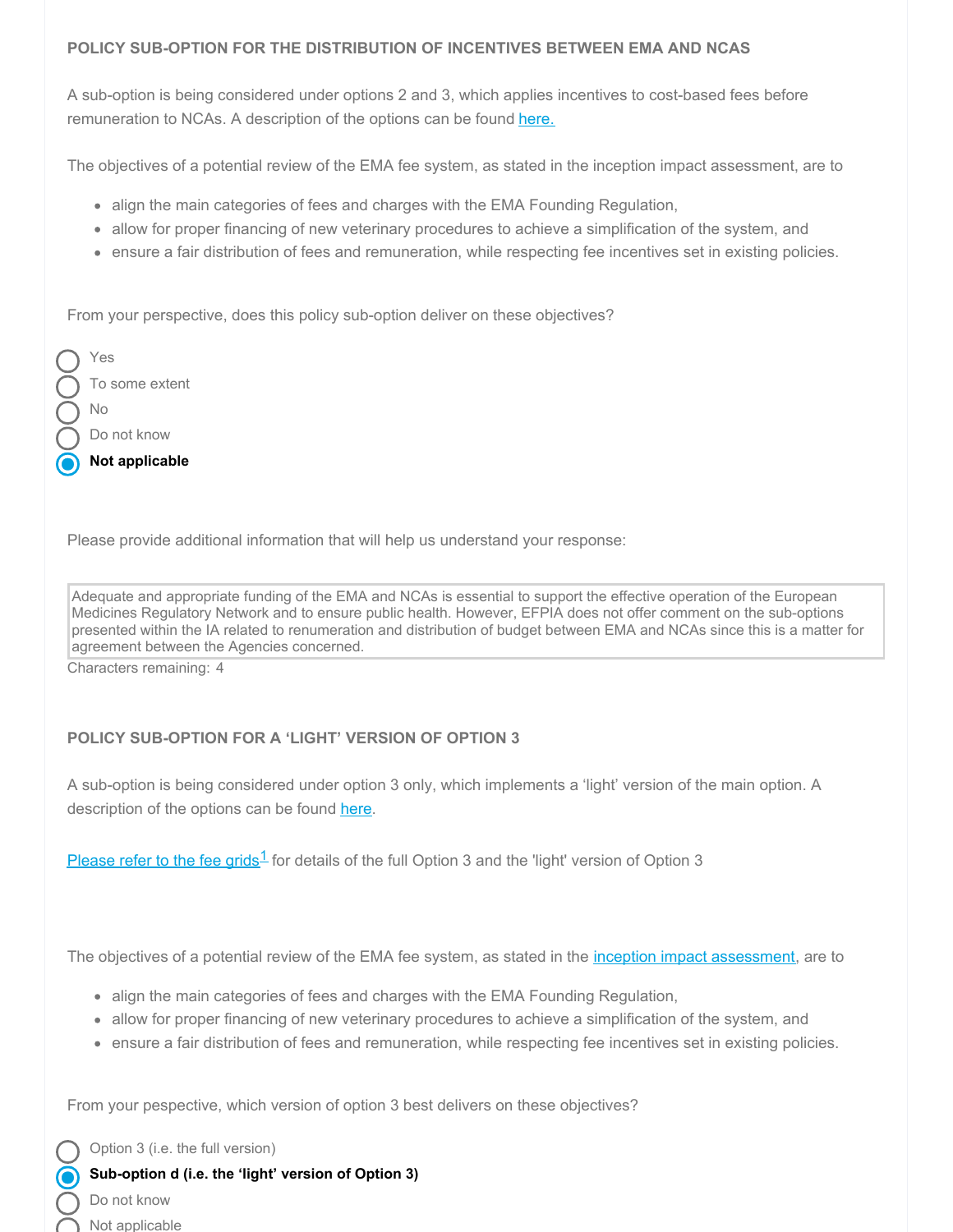### POLICY SUB-OPTION FOR THE DISTRIBUTION OF INCENTIVES BETWEEN EMA AND NCAS

A sub-option is being considered under options 2 and 3, which applies incentives to cost-based fees before remuneration to NCAs. A description of the options can be found here.

The objectives of a potential review of the EMA fee system, as stated in the inception impact assessment, are to

- align the main categories of fees and charges with the EMA Founding Regulation,
- allow for proper financing of new veterinary procedures to achieve a simplification of the system, and
- ensure a fair distribution of fees and remuneration, while respecting fee incentives set in existing policies.

From your perspective, does this policy sub-option deliver on these objectives?

- ◯ Yes
- ◯ To some extent
- ◯ No
- ◯ Do not know
- ◉ **Not applicable**

Please provide additional information that will help us understand your response:

Adequate and appropriate funding of the EMA and NCAs is essential to support the effective operation of the European Medicines Regulatory Network and to ensure public health. However, EFPIA does not offer comment on the sub-options presented within the IA related to renumeration and distribution of budget between EMA and NCAs since this is a matter for agreement between the Agencies concerned.

Characters remaining: 4

### POLICY SUB-OPTION FOR A 'LIGHT' VERSION OF OPTION 3

A sub-option is being considered under option 3 only, which implements a 'light' version of the main option. A description of the options can be found here.

Please refer to the fee grids[1] for details of the full Option 3 and the 'light' version of Option 3

The objectives of a potential review of the EMA fee system, as stated in the inception impact assessment, are to

- align the main categories of fees and charges with the EMA Founding Regulation,
- allow for proper financing of new veterinary procedures to achieve a simplification of the system, and
- ensure a fair distribution of fees and remuneration, while respecting fee incentives set in existing policies.

From your pespective, which version of option 3 best delivers on these objectives?

- ◯ Option 3 (i.e. the full version)
- ◉ **Sub-option d (i.e. the 'light' version of Option 3)**
- ◯ Do not know
- ◯ Not applicable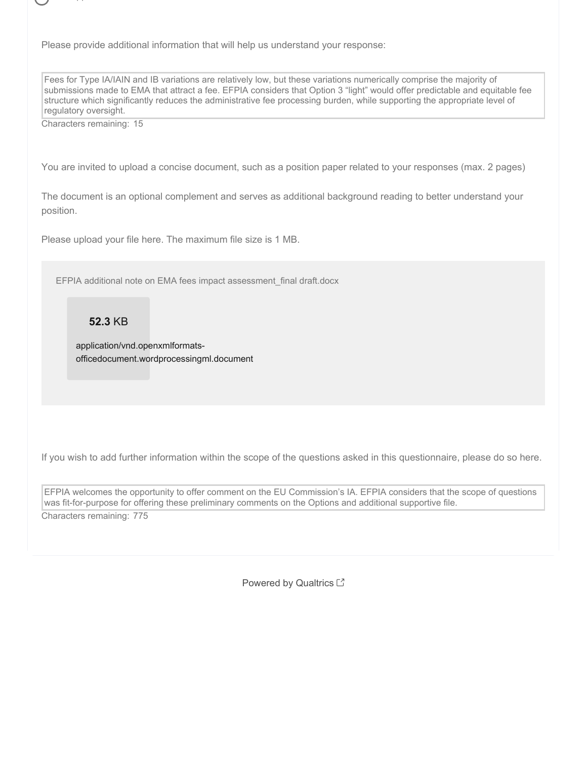Please provide additional information that will help us understand your response:

Fees for Type IA/IAIN and IB variations are relatively low, but these variations numerically comprise the majority of submissions made to EMA that attract a fee. EFPIA considers that Option 3 “light” would offer predictable and equitable fee structure which significantly reduces the administrative fee processing burden, while supporting the appropriate level of regulatory oversight.

Characters remaining: 15

You are invited to upload a concise document, such as a position paper related to your responses (max. 2 pages)

The document is an optional complement and serves as additional background reading to better understand your position.

Please upload your file here. The maximum file size is 1 MB.

EFPIA additional note on EMA fees impact assessment_final draft.docx

**52.3** KB

application/vnd.openxmlformats-officedocument.wordprocessingml.document

If you wish to add further information within the scope of the questions asked in this questionnaire, please do so here.

EFPIA welcomes the opportunity to offer comment on the EU Commission’s IA. EFPIA considers that the scope of questions was fit-for-purpose for offering these preliminary comments on the Options and additional supportive file.

Characters remaining: 775

Powered by Qualtrics